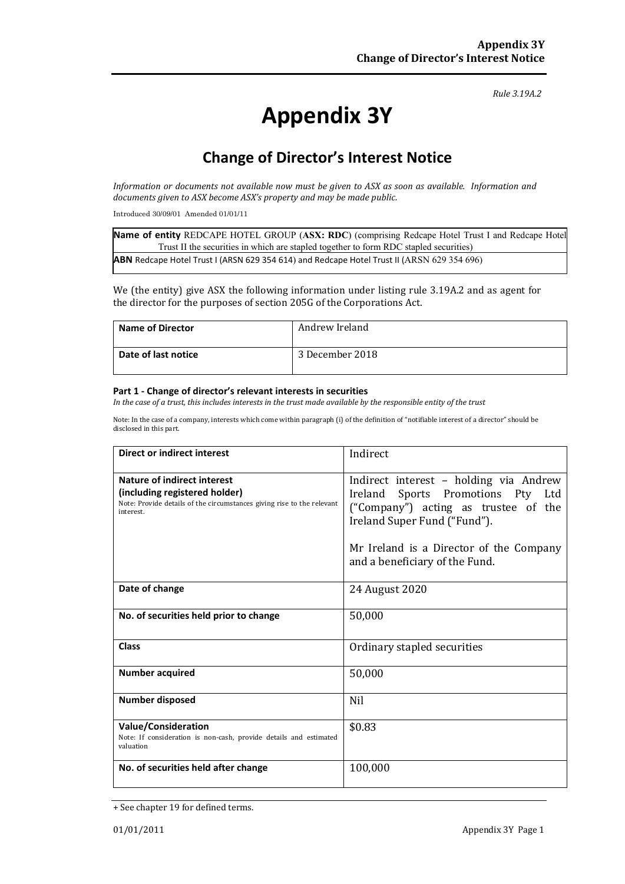*Rule 3.19A.2*

# Appendix 3Y

## Change of Director's Interest Notice

*Information or documents not available now must be given to ASX as soon as available. Information and documents given to ASX become ASX's property and may be made public.*

Introduced 30/09/01 Amended 01/01/11

| **Name of entity** REDCAPE HOTEL GROUP (**ASX: RDC**) (comprising Redcape Hotel Trust I and Redcape Hotel Trust II the securities in which are stapled together to form RDC stapled securities) |
|---|
| **ABN** Redcape Hotel Trust I (ARSN 629 354 614) and Redcape Hotel Trust II (ARSN 629 354 696) |

We (the entity) give ASX the following information under listing rule 3.19A.2 and as agent for the director for the purposes of section 205G of the Corporations Act.

| **Name of Director** | Andrew Ireland |
|---|---|
| **Date of last notice** | 3 December 2018 |

#### Part 1 - Change of director's relevant interests in securities

*In the case of a trust, this includes interests in the trust made available by the responsible entity of the trust*

Note: In the case of a company, interests which come within paragraph (i) of the definition of "notifiable interest of a director" should be disclosed in this part.

| **Direct or indirect interest** | Indirect |
|---|---|
| **Nature of indirect interest (including registered holder)**<br>Note: Provide details of the circumstances giving rise to the relevant interest. | Indirect interest – holding via Andrew Ireland Sports Promotions Pty Ltd ("Company") acting as trustee of the Ireland Super Fund ("Fund").<br><br>Mr Ireland is a Director of the Company and a beneficiary of the Fund. |
| **Date of change** | 24 August 2020 |
| **No. of securities held prior to change** | 50,000 |
| **Class** | Ordinary stapled securities |
| **Number acquired** | 50,000 |
| **Number disposed** | Nil |
| **Value/Consideration**<br>Note: If consideration is non-cash, provide details and estimated valuation | $0.83 |
| **No. of securities held after change** | 100,000 |

+ See chapter 19 for defined terms.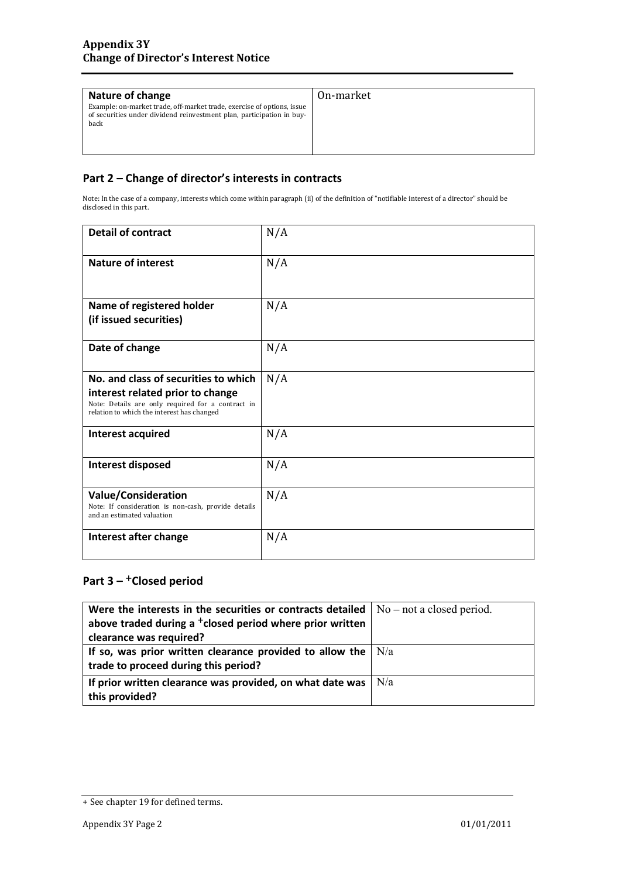| | |
|---|---|
| **Nature of change**<br>Example: on-market trade, off-market trade, exercise of options, issue of securities under dividend reinvestment plan, participation in buy-back | On-market |

## Part 2 – Change of director's interests in contracts

Note: In the case of a company, interests which come within paragraph (ii) of the definition of "notifiable interest of a director" should be disclosed in this part.

| | |
|---|---|
| **Detail of contract** | N/A |
| **Nature of interest** | N/A |
| **Name of registered holder (if issued securities)** | N/A |
| **Date of change** | N/A |
| **No. and class of securities to which interest related prior to change**<br>Note: Details are only required for a contract in relation to which the interest has changed | N/A |
| **Interest acquired** | N/A |
| **Interest disposed** | N/A |
| **Value/Consideration**<br>Note: If consideration is non-cash, provide details and an estimated valuation | N/A |
| **Interest after change** | N/A |

## Part 3 – +Closed period

| | |
|---|---|
| **Were the interests in the securities or contracts detailed above traded during a +closed period where prior written clearance was required?** | No – not a closed period. |
| **If so, was prior written clearance provided to allow the trade to proceed during this period?** | N/a |
| **If prior written clearance was provided, on what date was this provided?** | N/a |

+ See chapter 19 for defined terms.